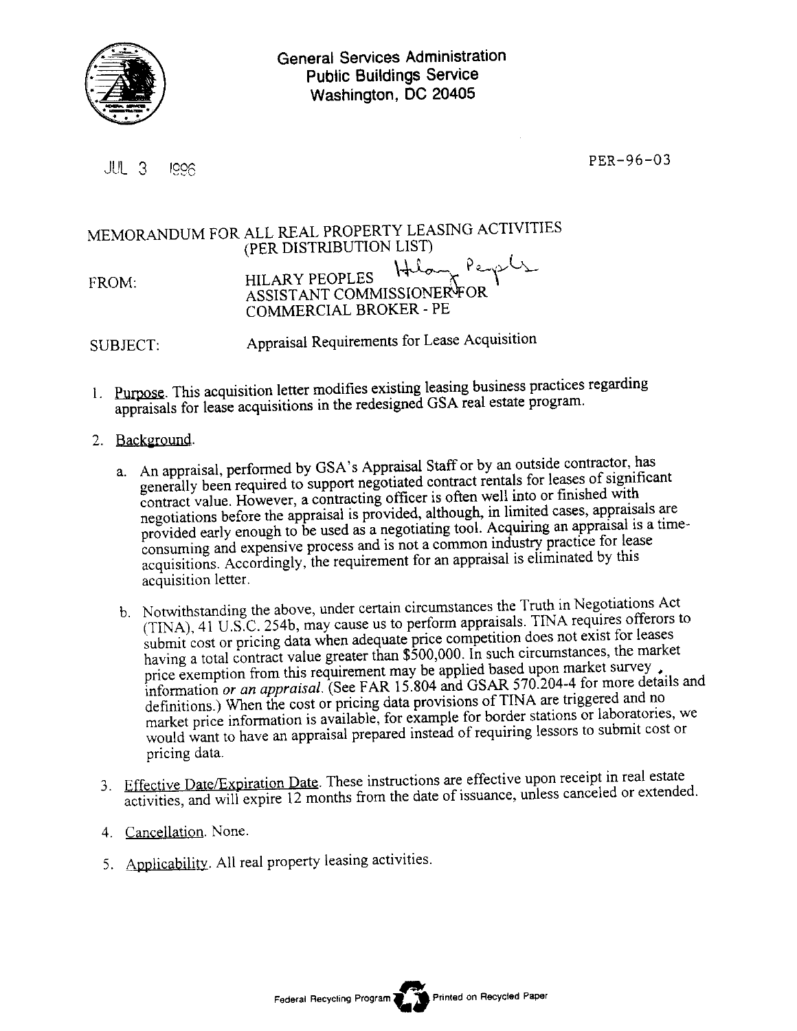General Services Administration
Public Buildings Service
Washington, DC 20405

JUL 3 1996

PER-96-03

MEMORANDUM FOR ALL REAL PROPERTY LEASING ACTIVITIES
(PER DISTRIBUTION LIST)

FROM: HILARY PEOPLES
ASSISTANT COMMISSIONER FOR
COMMERCIAL BROKER - PE

SUBJECT: Appraisal Requirements for Lease Acquisition

1. Purpose. This acquisition letter modifies existing leasing business practices regarding appraisals for lease acquisitions in the redesigned GSA real estate program.

2. Background.

   a. An appraisal, performed by GSA's Appraisal Staff or by an outside contractor, has generally been required to support negotiated contract rentals for leases of significant contract value. However, a contracting officer is often well into or finished with negotiations before the appraisal is provided, although, in limited cases, appraisals are provided early enough to be used as a negotiating tool. Acquiring an appraisal is a time-consuming and expensive process and is not a common industry practice for lease acquisitions. Accordingly, the requirement for an appraisal is eliminated by this acquisition letter.

   b. Notwithstanding the above, under certain circumstances the Truth in Negotiations Act (TINA), 41 U.S.C. 254b, may cause us to perform appraisals. TINA requires offerors to submit cost or pricing data when adequate price competition does not exist for leases having a total contract value greater than $500,000. In such circumstances, the market price exemption from this requirement may be applied based upon market survey information *or an appraisal*. (See FAR 15.804 and GSAR 570.204-4 for more details and definitions.) When the cost or pricing data provisions of TINA are triggered and no market price information is available, for example for border stations or laboratories, we would want to have an appraisal prepared instead of requiring lessors to submit cost or pricing data.

3. Effective Date/Expiration Date. These instructions are effective upon receipt in real estate activities, and will expire 12 months from the date of issuance, unless canceled or extended.

4. Cancellation. None.

5. Applicability. All real property leasing activities.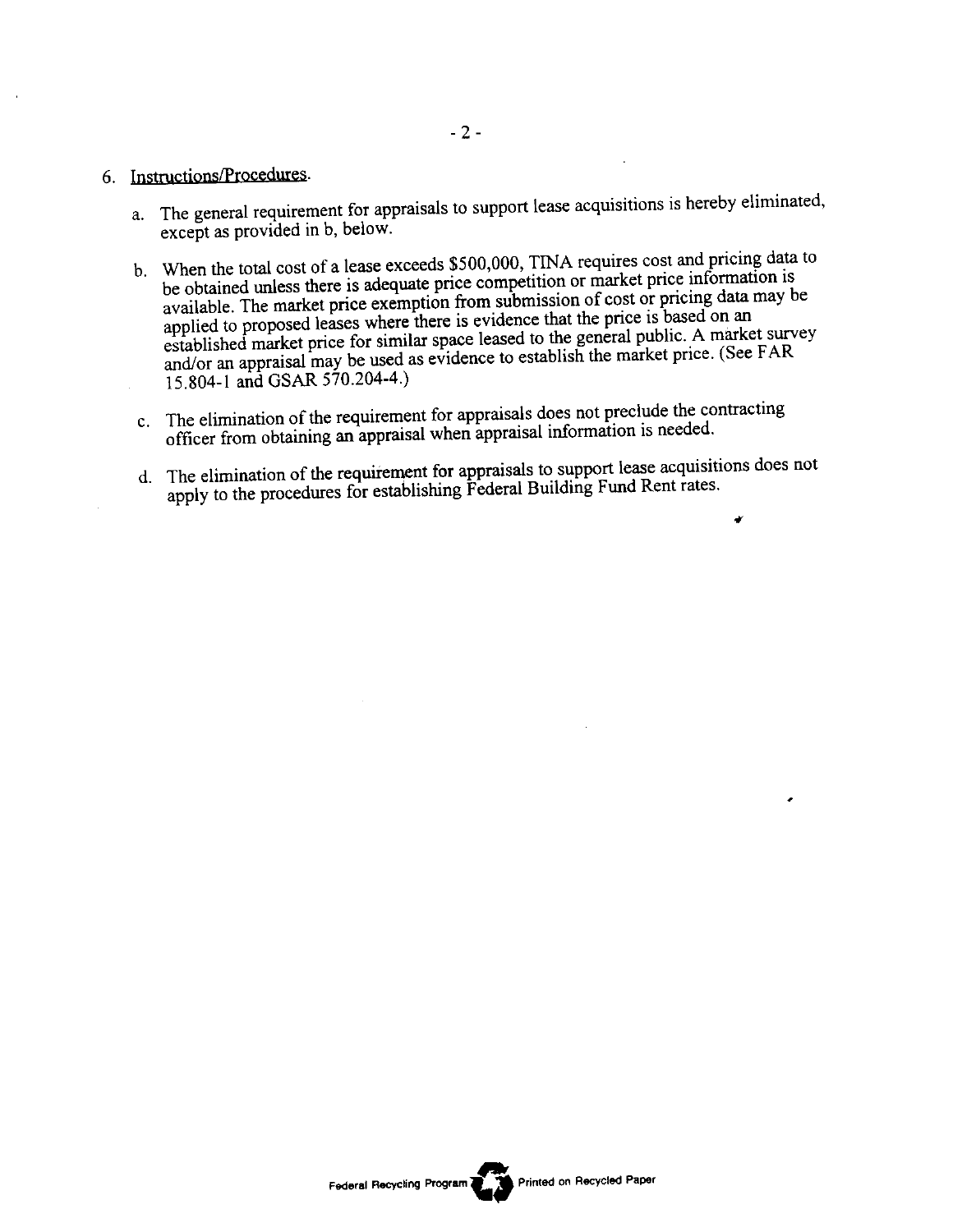6. Instructions/Procedures.

   a. The general requirement for appraisals to support lease acquisitions is hereby eliminated, except as provided in b, below.

   b. When the total cost of a lease exceeds $500,000, TINA requires cost and pricing data to be obtained unless there is adequate price competition or market price information is available. The market price exemption from submission of cost or pricing data may be applied to proposed leases where there is evidence that the price is based on an established market price for similar space leased to the general public. A market survey and/or an appraisal may be used as evidence to establish the market price. (See FAR 15.804-1 and GSAR 570.204-4.)

   c. The elimination of the requirement for appraisals does not preclude the contracting officer from obtaining an appraisal when appraisal information is needed.

   d. The elimination of the requirement for appraisals to support lease acquisitions does not apply to the procedures for establishing Federal Building Fund Rent rates.

Federal Recycling Program Printed on Recycled Paper